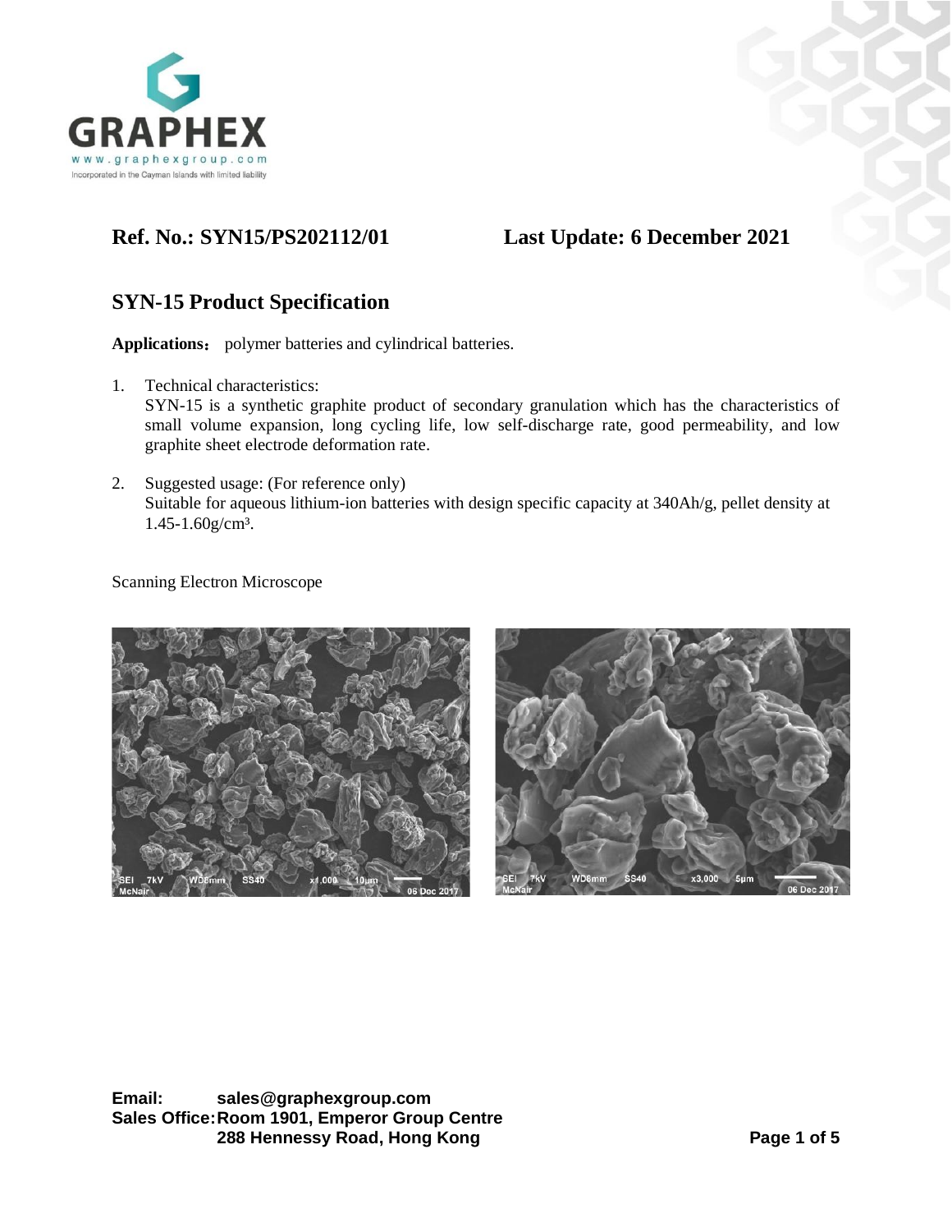GRAPHEX

www.graphexgroup.com

Incorporated in the Cayman Islands with limited liability

**Ref. No.: SYN15/PS202112/01** **Last Update: 6 December 2021**

## SYN-15 Product Specification

**Applications：** polymer batteries and cylindrical batteries.

1. Technical characteristics:
   SYN-15 is a synthetic graphite product of secondary granulation which has the characteristics of small volume expansion, long cycling life, low self-discharge rate, good permeability, and low graphite sheet electrode deformation rate.

2. Suggested usage: (For reference only)
   Suitable for aqueous lithium-ion batteries with design specific capacity at 340Ah/g, pellet density at 1.45-1.60g/cm³.

Scanning Electron Microscope

**Email:** sales@graphexgroup.com
**Sales Office:** Room 1901, Emperor Group Centre
288 Hennessy Road, Hong Kong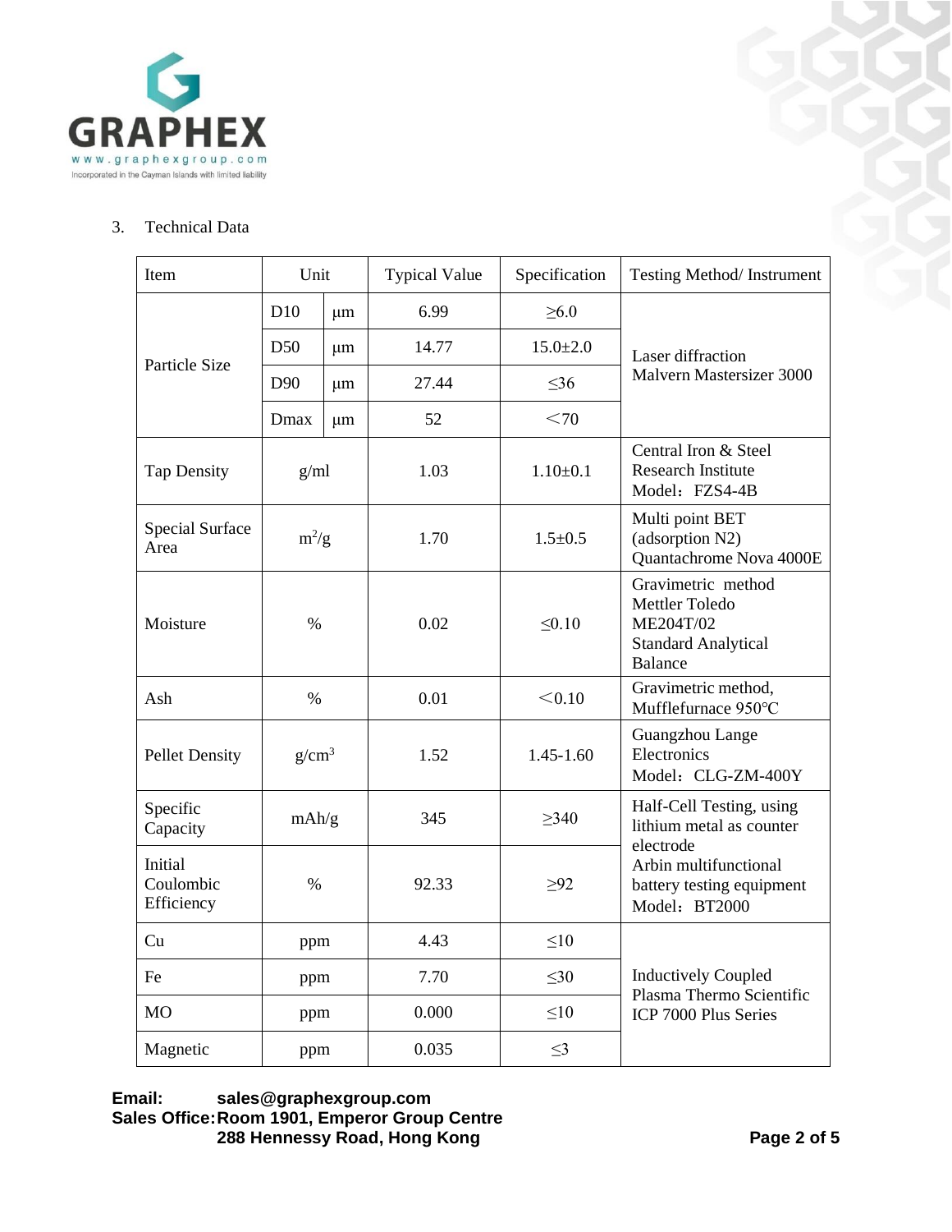## 3. Technical Data

| Item | Unit | | Typical Value | Specification | Testing Method/ Instrument |
|---|---|---|---|---|---|
| Particle Size | D10 | μm | 6.99 | ≥6.0 | Laser diffraction Malvern Mastersizer 3000 |
| | D50 | μm | 14.77 | 15.0±2.0 | |
| | D90 | μm | 27.44 | ≤36 | |
| | Dmax | μm | 52 | ＜70 | |
| Tap Density | g/ml | | 1.03 | 1.10±0.1 | Central Iron & Steel Research Institute Model：FZS4-4B |
| Special Surface Area | $m^2/g$ | | 1.70 | 1.5±0.5 | Multi point BET (adsorption N2) Quantachrome Nova 4000E |
| Moisture | % | | 0.02 | ≤0.10 | Gravimetric method Mettler Toledo ME204T/02 Standard Analytical Balance |
| Ash | % | | 0.01 | ＜0.10 | Gravimetric method, Mufflefurnace 950℃ |
| Pellet Density | $g/cm^3$ | | 1.52 | 1.45-1.60 | Guangzhou Lange Electronics Model：CLG-ZM-400Y |
| Specific Capacity | mAh/g | | 345 | ≥340 | Half-Cell Testing, using lithium metal as counter electrode Arbin multifunctional battery testing equipment Model：BT2000 |
| Initial Coulombic Efficiency | % | | 92.33 | ≥92 | |
| Cu | ppm | | 4.43 | ≤10 | Inductively Coupled Plasma Thermo Scientific ICP 7000 Plus Series |
| Fe | ppm | | 7.70 | ≤30 | |
| MO | ppm | | 0.000 | ≤10 | |
| Magnetic | ppm | | 0.035 | ≤3 | |

**Email:** sales@graphexgroup.com
**Sales Office:** Room 1901, Emperor Group Centre
288 Hennessy Road, Hong Kong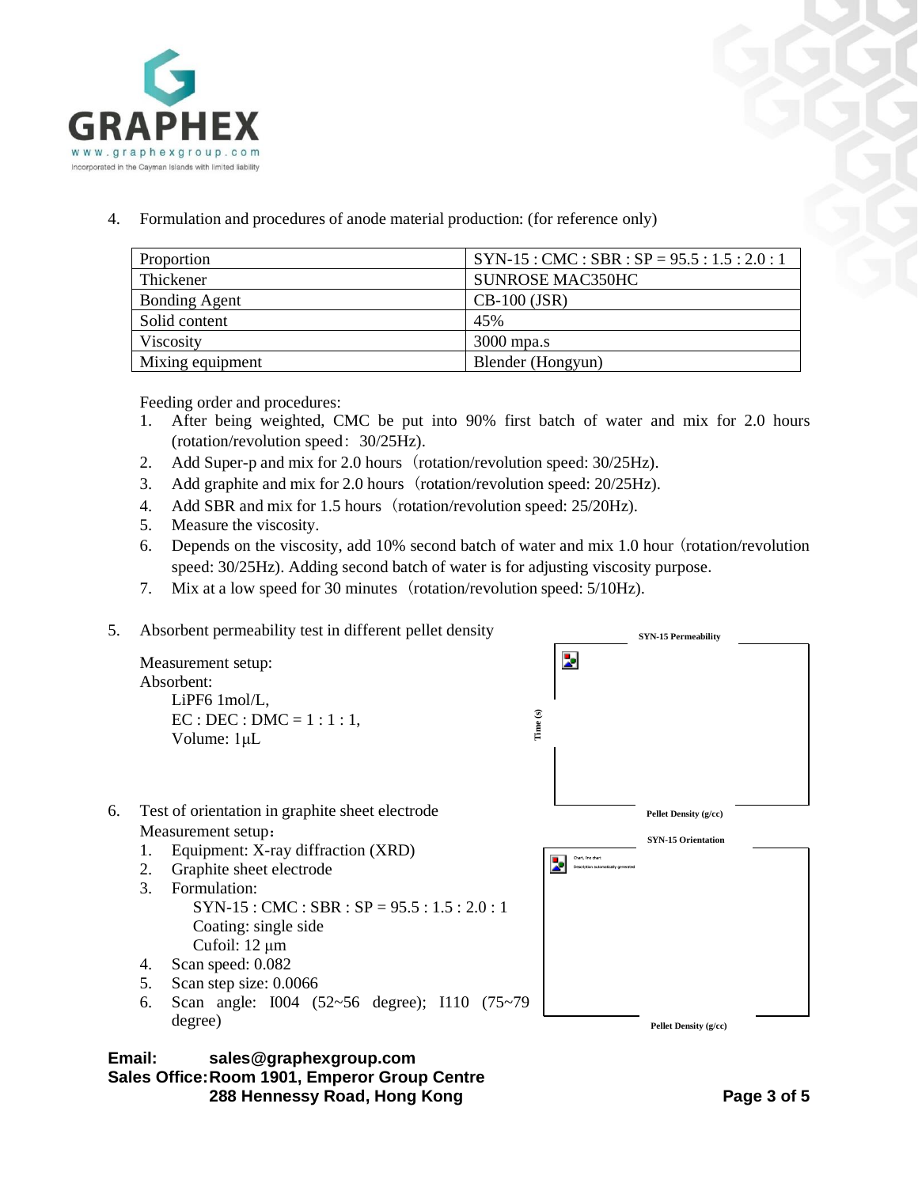4. Formulation and procedures of anode material production: (for reference only)

| Proportion | SYN-15 : CMC : SBR : SP = 95.5 : 1.5 : 2.0 : 1 |
|---|---|
| Thickener | SUNROSE MAC350HC |
| Bonding Agent | CB-100 (JSR) |
| Solid content | 45% |
| Viscosity | 3000 mpa.s |
| Mixing equipment | Blender (Hongyun) |

Feeding order and procedures:

1. After being weighted, CMC be put into 90% first batch of water and mix for 2.0 hours (rotation/revolution speed：30/25Hz).
2. Add Super-p and mix for 2.0 hours（rotation/revolution speed: 30/25Hz).
3. Add graphite and mix for 2.0 hours（rotation/revolution speed: 20/25Hz).
4. Add SBR and mix for 1.5 hours（rotation/revolution speed: 25/20Hz).
5. Measure the viscosity.
6. Depends on the viscosity, add 10% second batch of water and mix 1.0 hour（rotation/revolution speed: 30/25Hz). Adding second batch of water is for adjusting viscosity purpose.
7. Mix at a low speed for 30 minutes（rotation/revolution speed: 5/10Hz).

5. Absorbent permeability test in different pellet density

Measurement setup:
Absorbent:
- LiPF6 1mol/L,
- EC : DEC : DMC = 1 : 1 : 1,
- Volume: 1μL

SYN-15 Permeability

Time (s)

Pellet Density (g/cc)

6. Test of orientation in graphite sheet electrode

Measurement setup：

1. Equipment: X-ray diffraction (XRD)
2. Graphite sheet electrode
3. Formulation:
   - SYN-15 : CMC : SBR : SP = 95.5 : 1.5 : 2.0 : 1
   - Coating: single side
   - Cufoil: 12 μm
4. Scan speed: 0.082
5. Scan step size: 0.0066
6. Scan angle: I004 (52~56 degree); I110 (75~79 degree)

SYN-15 Orientation

Pellet Density (g/cc)

**Email:** sales@graphexgroup.com
**Sales Office:** Room 1901, Emperor Group Centre 288 Hennessy Road, Hong Kong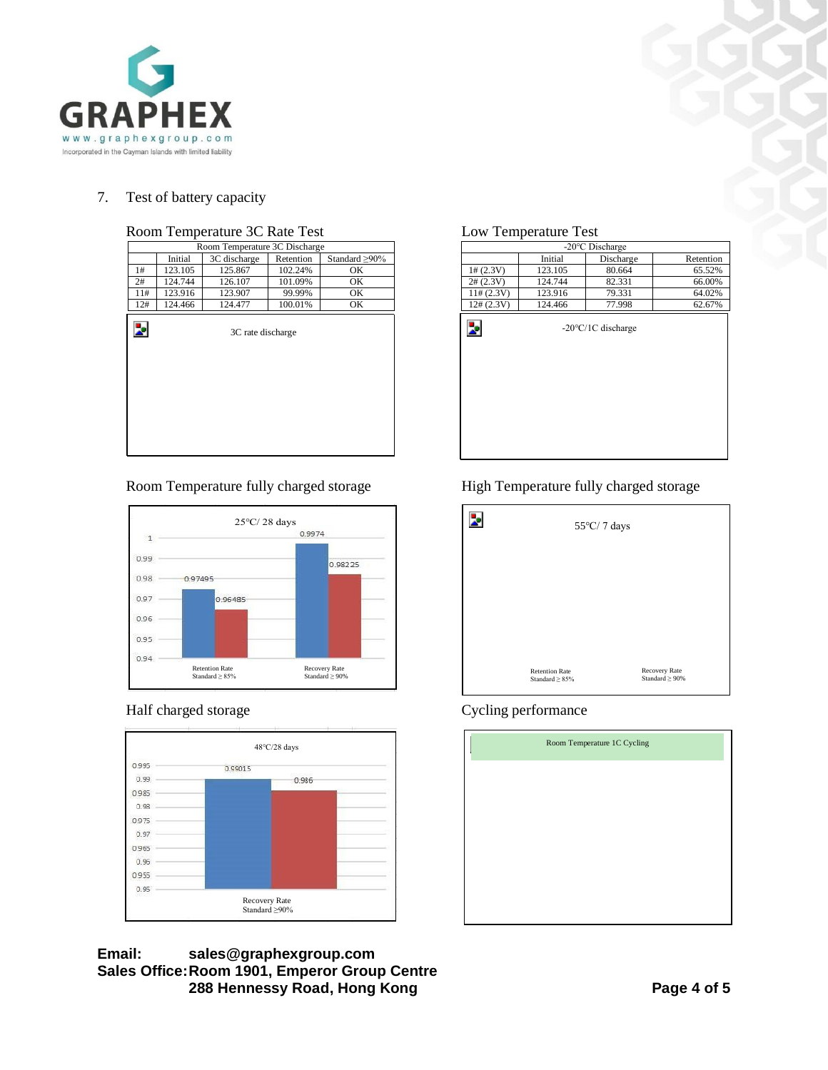## 7. Test of battery capacity

### Room Temperature 3C Rate Test

| Room Temperature 3C Discharge | | | | |
|---|---|---|---|---|
| | Initial | 3C discharge | Retention | Standard ≥90% |
| 1# | 123.105 | 125.867 | 102.24% | OK |
| 2# | 124.744 | 126.107 | 101.09% | OK |
| 11# | 123.916 | 123.907 | 99.99% | OK |
| 12# | 124.466 | 124.477 | 100.01% | OK |

3C rate discharge

### Low Temperature Test

| -20°C Discharge | | | |
|---|---|---|---|
| | Initial | Discharge | Retention |
| 1# (2.3V) | 123.105 | 80.664 | 65.52% |
| 2# (2.3V) | 124.744 | 82.331 | 66.00% |
| 11# (2.3V) | 123.916 | 79.331 | 64.02% |
| 12# (2.3V) | 124.466 | 77.998 | 62.67% |

-20°C/1C discharge

### Room Temperature fully charged storage

25°C/ 28 days

| | Retention Rate Standard ≥ 85% | Recovery Rate Standard ≥ 90% |
|---|---|---|
| Series 1 | 0.97495 | 0.9974 |
| Series 2 | 0.96485 | 0.98225 |

### High Temperature fully charged storage

55°C/ 7 days

Retention Rate Standard ≥ 85%

Recovery Rate Standard ≥ 90%

### Half charged storage

48°C/28 days

| | Recovery Rate Standard ≥90% |
|---|---|
| Series 1 | 0.99015 |
| Series 2 | 0.986 |

### Cycling performance

Room Temperature 1C Cycling

**Email:** sales@graphexgroup.com
**Sales Office:** Room 1901, Emperor Group Centre
288 Hennessy Road, Hong Kong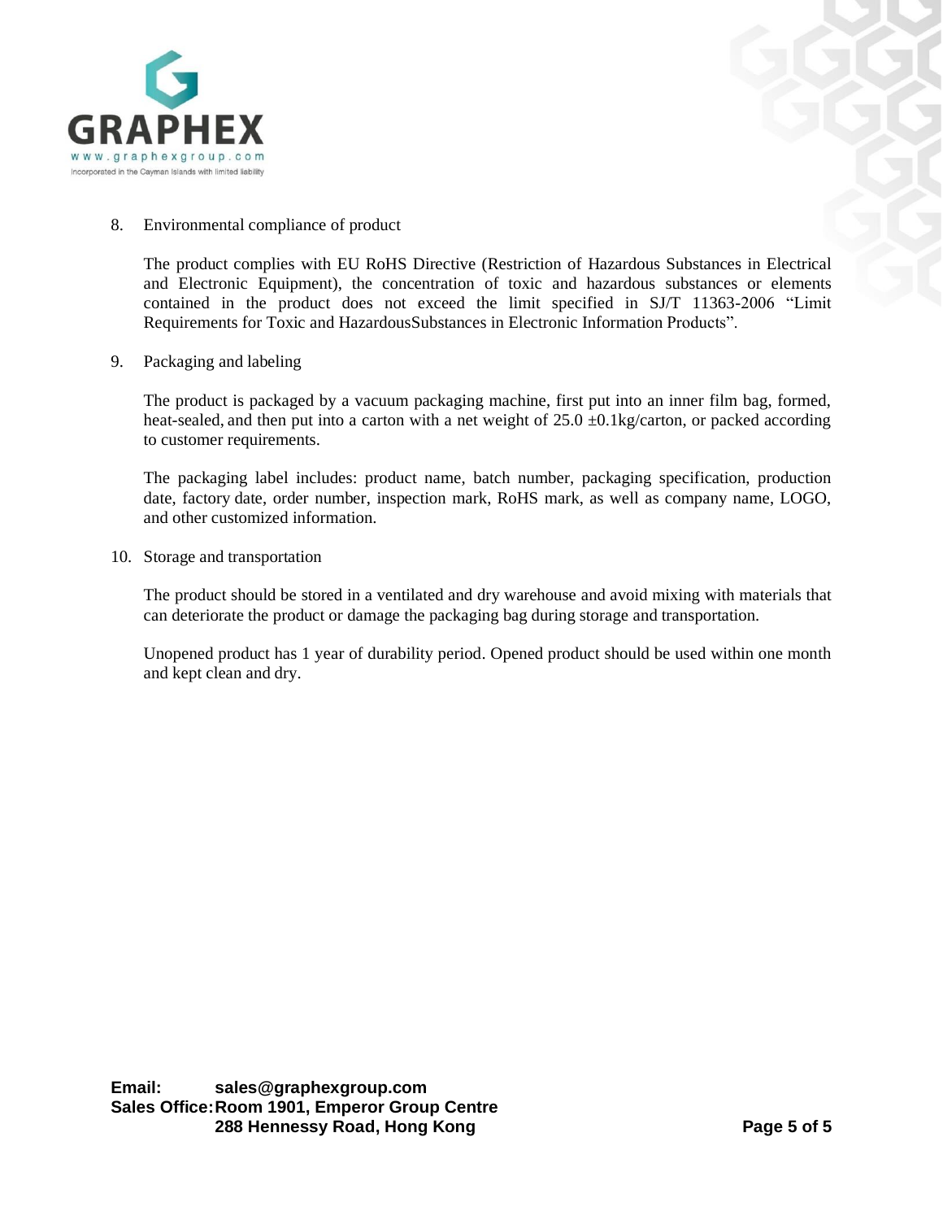GRAPHEX

www.graphexgroup.com

Incorporated in the Cayman Islands with limited liability

8. Environmental compliance of product

   The product complies with EU RoHS Directive (Restriction of Hazardous Substances in Electrical and Electronic Equipment), the concentration of toxic and hazardous substances or elements contained in the product does not exceed the limit specified in SJ/T 11363-2006 "Limit Requirements for Toxic and HazardousSubstances in Electronic Information Products".

9. Packaging and labeling

   The product is packaged by a vacuum packaging machine, first put into an inner film bag, formed, heat-sealed, and then put into a carton with a net weight of 25.0 ±0.1kg/carton, or packed according to customer requirements.

   The packaging label includes: product name, batch number, packaging specification, production date, factory date, order number, inspection mark, RoHS mark, as well as company name, LOGO, and other customized information.

10. Storage and transportation

    The product should be stored in a ventilated and dry warehouse and avoid mixing with materials that can deteriorate the product or damage the packaging bag during storage and transportation.

    Unopened product has 1 year of durability period. Opened product should be used within one month and kept clean and dry.

**Email:** **sales@graphexgroup.com**
**Sales Office: Room 1901, Emperor Group Centre**
**288 Hennessy Road, Hong Kong**